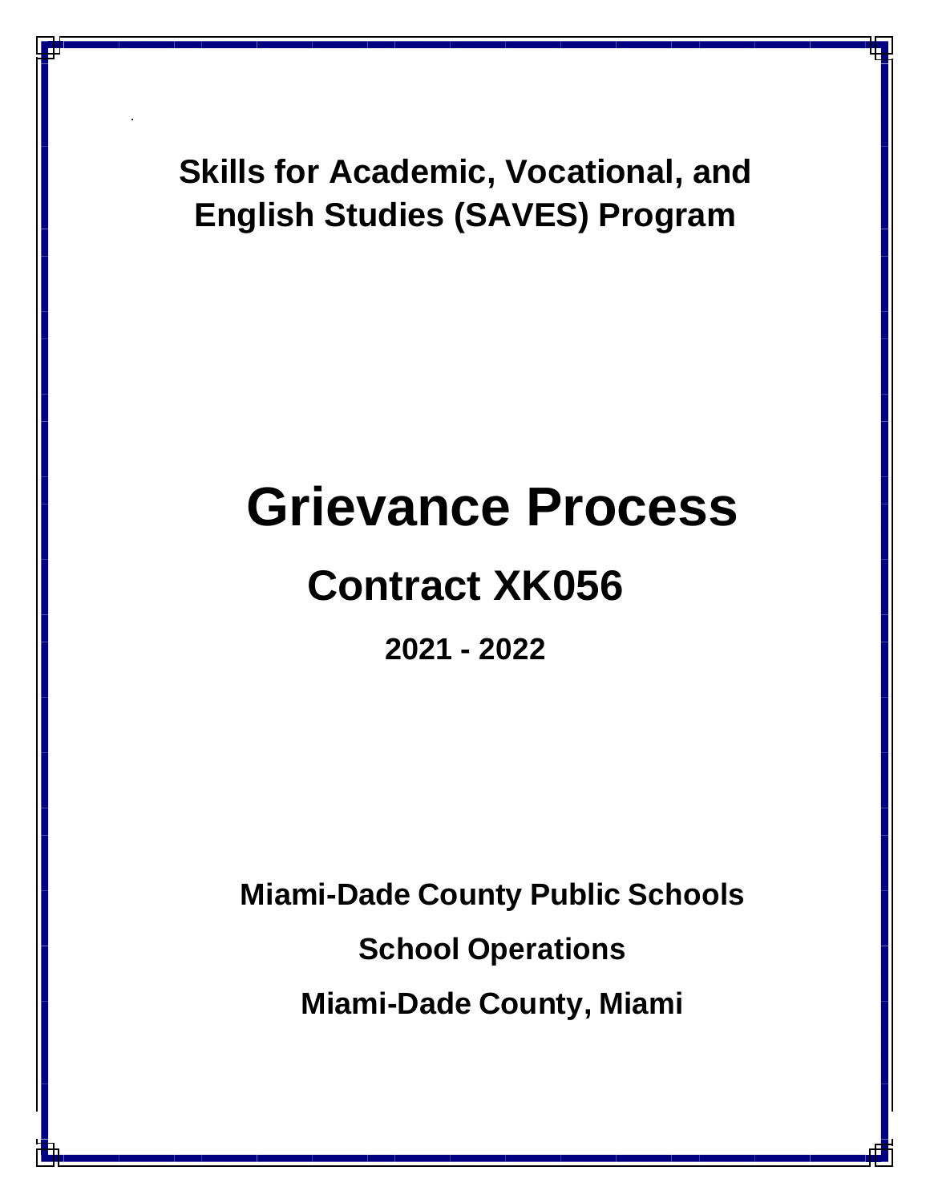**Skills for Academic, Vocational, and English Studies (SAVES) Program**

# Grievance Process

## Contract XK056

**2021 - 2022**

**Miami-Dade County Public Schools**

**School Operations**

**Miami-Dade County, Miami**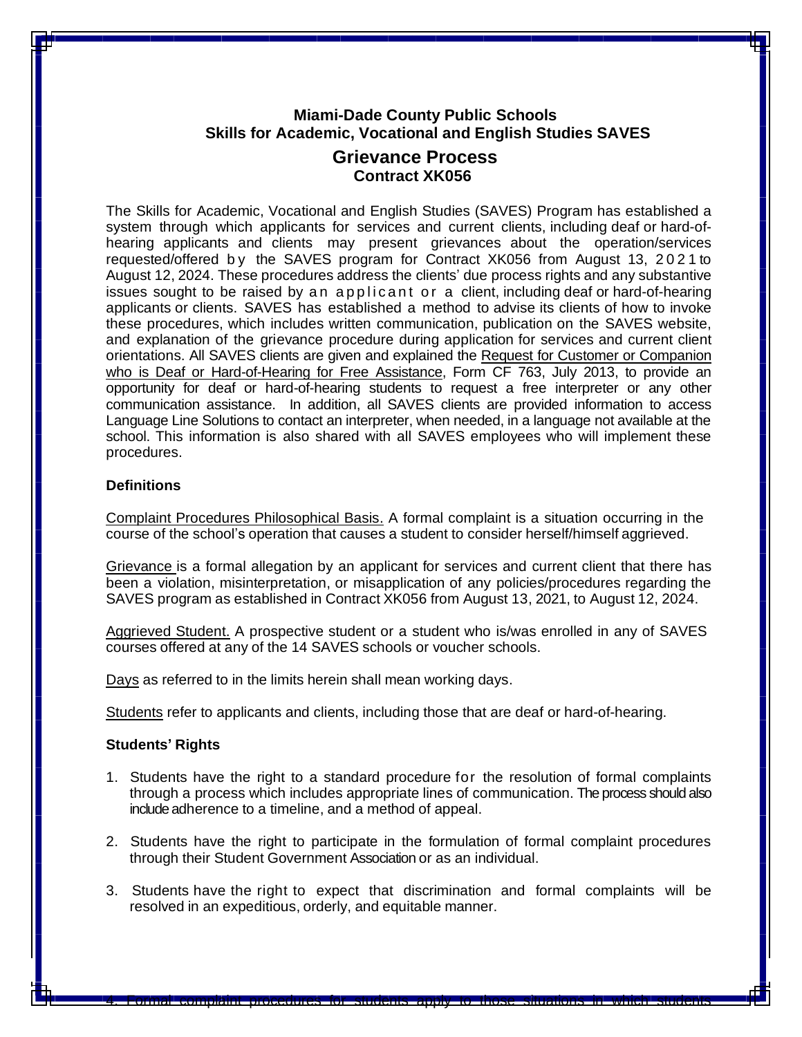### Miami-Dade County Public Schools
### Skills for Academic, Vocational and English Studies SAVES

## Grievance Process
### Contract XK056

The Skills for Academic, Vocational and English Studies (SAVES) Program has established a system through which applicants for services and current clients, including deaf or hard-of-hearing applicants and clients may present grievances about the operation/services requested/offered by the SAVES program for Contract XK056 from August 13, 2021 to August 12, 2024. These procedures address the clients' due process rights and any substantive issues sought to be raised by an applicant or a client, including deaf or hard-of-hearing applicants or clients. SAVES has established a method to advise its clients of how to invoke these procedures, which includes written communication, publication on the SAVES website, and explanation of the grievance procedure during application for services and current client orientations. All SAVES clients are given and explained the Request for Customer or Companion who is Deaf or Hard-of-Hearing for Free Assistance, Form CF 763, July 2013, to provide an opportunity for deaf or hard-of-hearing students to request a free interpreter or any other communication assistance. In addition, all SAVES clients are provided information to access Language Line Solutions to contact an interpreter, when needed, in a language not available at the school. This information is also shared with all SAVES employees who will implement these procedures.

**Definitions**

Complaint Procedures Philosophical Basis. A formal complaint is a situation occurring in the course of the school's operation that causes a student to consider herself/himself aggrieved.

Grievance is a formal allegation by an applicant for services and current client that there has been a violation, misinterpretation, or misapplication of any policies/procedures regarding the SAVES program as established in Contract XK056 from August 13, 2021, to August 12, 2024.

Aggrieved Student. A prospective student or a student who is/was enrolled in any of SAVES courses offered at any of the 14 SAVES schools or voucher schools.

Days as referred to in the limits herein shall mean working days.

Students refer to applicants and clients, including those that are deaf or hard-of-hearing.

**Students' Rights**

1. Students have the right to a standard procedure for the resolution of formal complaints through a process which includes appropriate lines of communication. The process should also include adherence to a timeline, and a method of appeal.
2. Students have the right to participate in the formulation of formal complaint procedures through their Student Government Association or as an individual.
3. Students have the right to expect that discrimination and formal complaints will be resolved in an expeditious, orderly, and equitable manner.
4. Formal complaint procedures for students apply to those situations in which students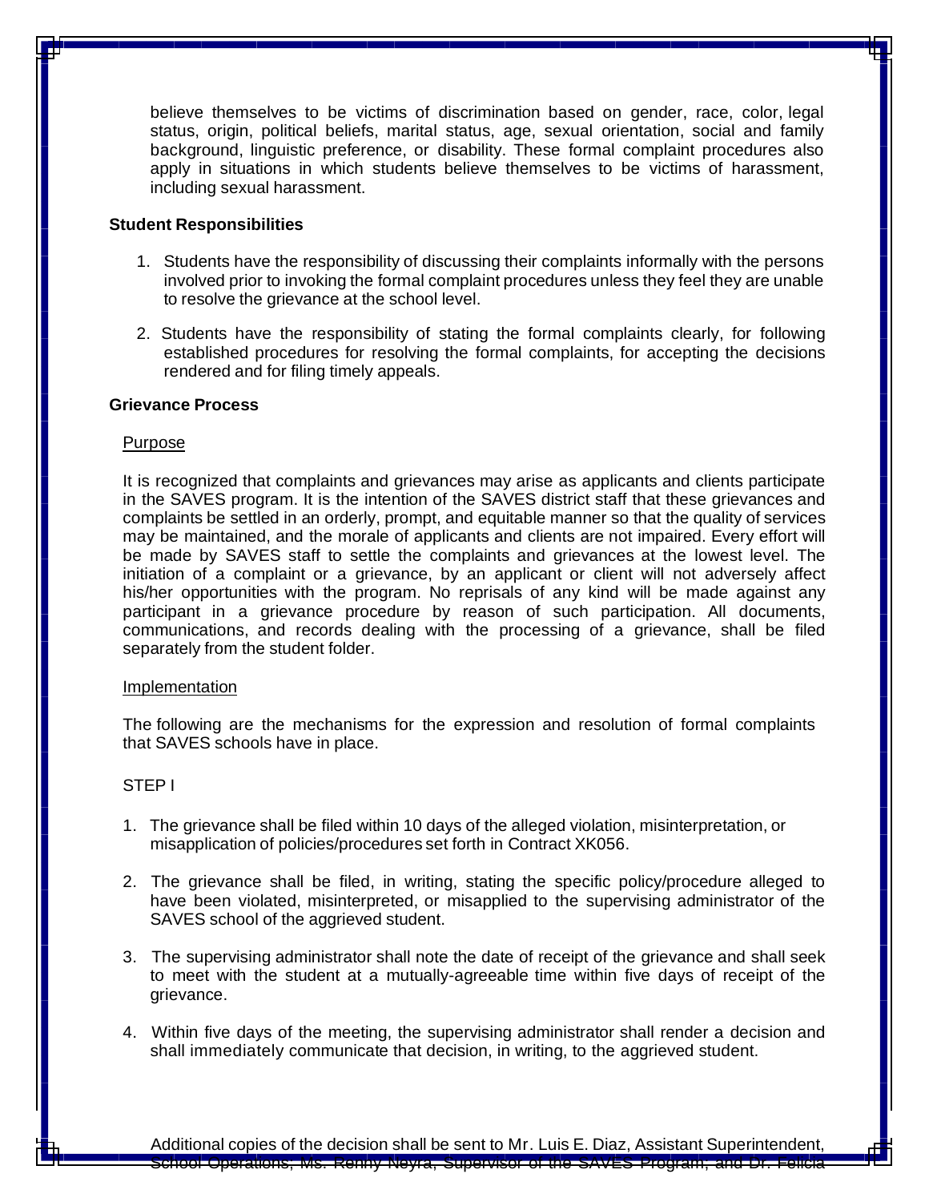believe themselves to be victims of discrimination based on gender, race, color, legal status, origin, political beliefs, marital status, age, sexual orientation, social and family background, linguistic preference, or disability. These formal complaint procedures also apply in situations in which students believe themselves to be victims of harassment, including sexual harassment.

**Student Responsibilities**

1. Students have the responsibility of discussing their complaints informally with the persons involved prior to invoking the formal complaint procedures unless they feel they are unable to resolve the grievance at the school level.

2. Students have the responsibility of stating the formal complaints clearly, for following established procedures for resolving the formal complaints, for accepting the decisions rendered and for filing timely appeals.

**Grievance Process**

Purpose

It is recognized that complaints and grievances may arise as applicants and clients participate in the SAVES program. It is the intention of the SAVES district staff that these grievances and complaints be settled in an orderly, prompt, and equitable manner so that the quality of services may be maintained, and the morale of applicants and clients are not impaired. Every effort will be made by SAVES staff to settle the complaints and grievances at the lowest level. The initiation of a complaint or a grievance, by an applicant or client will not adversely affect his/her opportunities with the program. No reprisals of any kind will be made against any participant in a grievance procedure by reason of such participation. All documents, communications, and records dealing with the processing of a grievance, shall be filed separately from the student folder.

Implementation

The following are the mechanisms for the expression and resolution of formal complaints that SAVES schools have in place.

STEP I

1. The grievance shall be filed within 10 days of the alleged violation, misinterpretation, or misapplication of policies/procedures set forth in Contract XK056.

2. The grievance shall be filed, in writing, stating the specific policy/procedure alleged to have been violated, misinterpreted, or misapplied to the supervising administrator of the SAVES school of the aggrieved student.

3. The supervising administrator shall note the date of receipt of the grievance and shall seek to meet with the student at a mutually-agreeable time within five days of receipt of the grievance.

4. Within five days of the meeting, the supervising administrator shall render a decision and shall immediately communicate that decision, in writing, to the aggrieved student.

Additional copies of the decision shall be sent to Mr. Luis E. Diaz, Assistant Superintendent, School Operations; Ms. Renny Neyra, Supervisor of the SAVES Program; and Dr. Felicia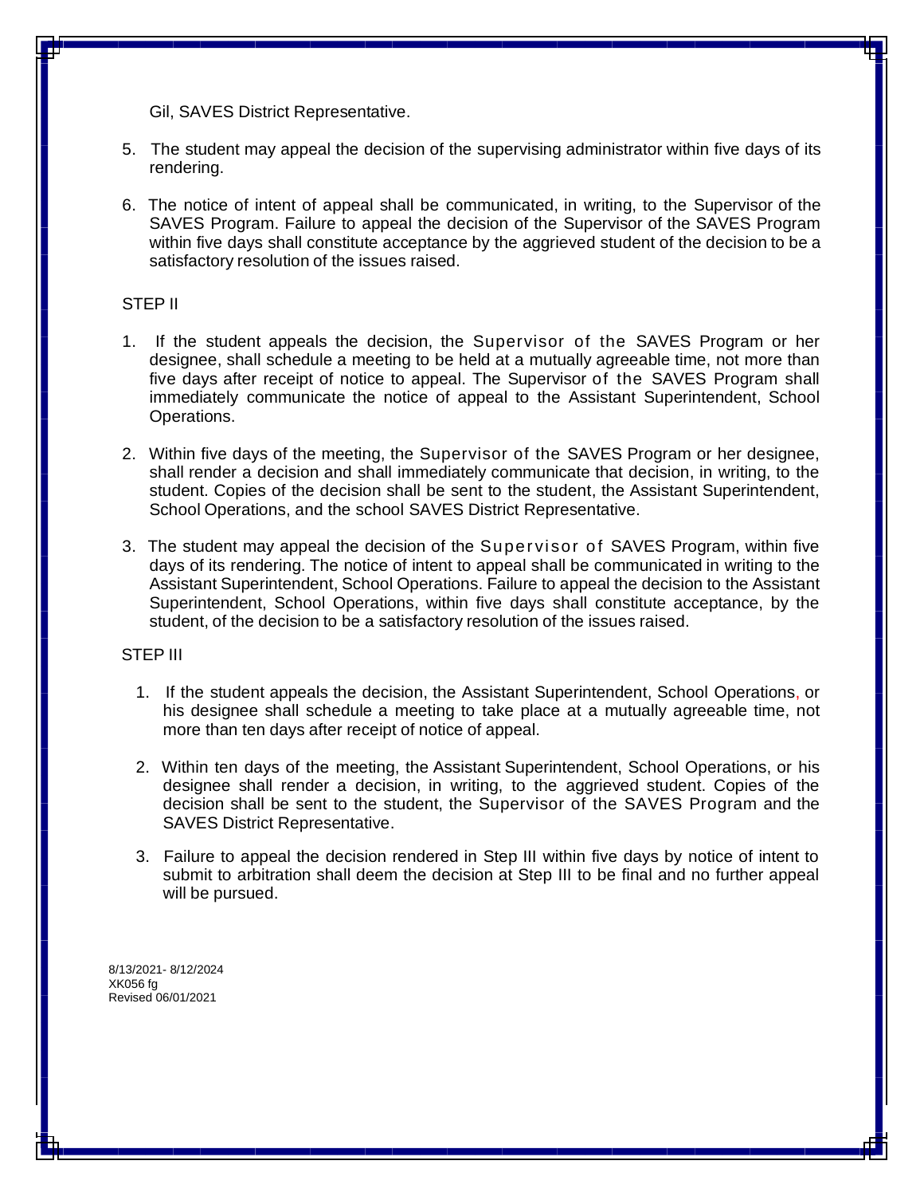Gil, SAVES District Representative.

5. The student may appeal the decision of the supervising administrator within five days of its rendering.

6. The notice of intent of appeal shall be communicated, in writing, to the Supervisor of the SAVES Program. Failure to appeal the decision of the Supervisor of the SAVES Program within five days shall constitute acceptance by the aggrieved student of the decision to be a satisfactory resolution of the issues raised.

STEP II

1. If the student appeals the decision, the Supervisor of the SAVES Program or her designee, shall schedule a meeting to be held at a mutually agreeable time, not more than five days after receipt of notice to appeal. The Supervisor of the SAVES Program shall immediately communicate the notice of appeal to the Assistant Superintendent, School Operations.

2. Within five days of the meeting, the Supervisor of the SAVES Program or her designee, shall render a decision and shall immediately communicate that decision, in writing, to the student. Copies of the decision shall be sent to the student, the Assistant Superintendent, School Operations, and the school SAVES District Representative.

3. The student may appeal the decision of the Supervisor of SAVES Program, within five days of its rendering. The notice of intent to appeal shall be communicated in writing to the Assistant Superintendent, School Operations. Failure to appeal the decision to the Assistant Superintendent, School Operations, within five days shall constitute acceptance, by the student, of the decision to be a satisfactory resolution of the issues raised.

STEP III

1. If the student appeals the decision, the Assistant Superintendent, School Operations, or his designee shall schedule a meeting to take place at a mutually agreeable time, not more than ten days after receipt of notice of appeal.

2. Within ten days of the meeting, the Assistant Superintendent, School Operations, or his designee shall render a decision, in writing, to the aggrieved student. Copies of the decision shall be sent to the student, the Supervisor of the SAVES Program and the SAVES District Representative.

3. Failure to appeal the decision rendered in Step III within five days by notice of intent to submit to arbitration shall deem the decision at Step III to be final and no further appeal will be pursued.

8/13/2021- 8/12/2024
XK056 fg
Revised 06/01/2021